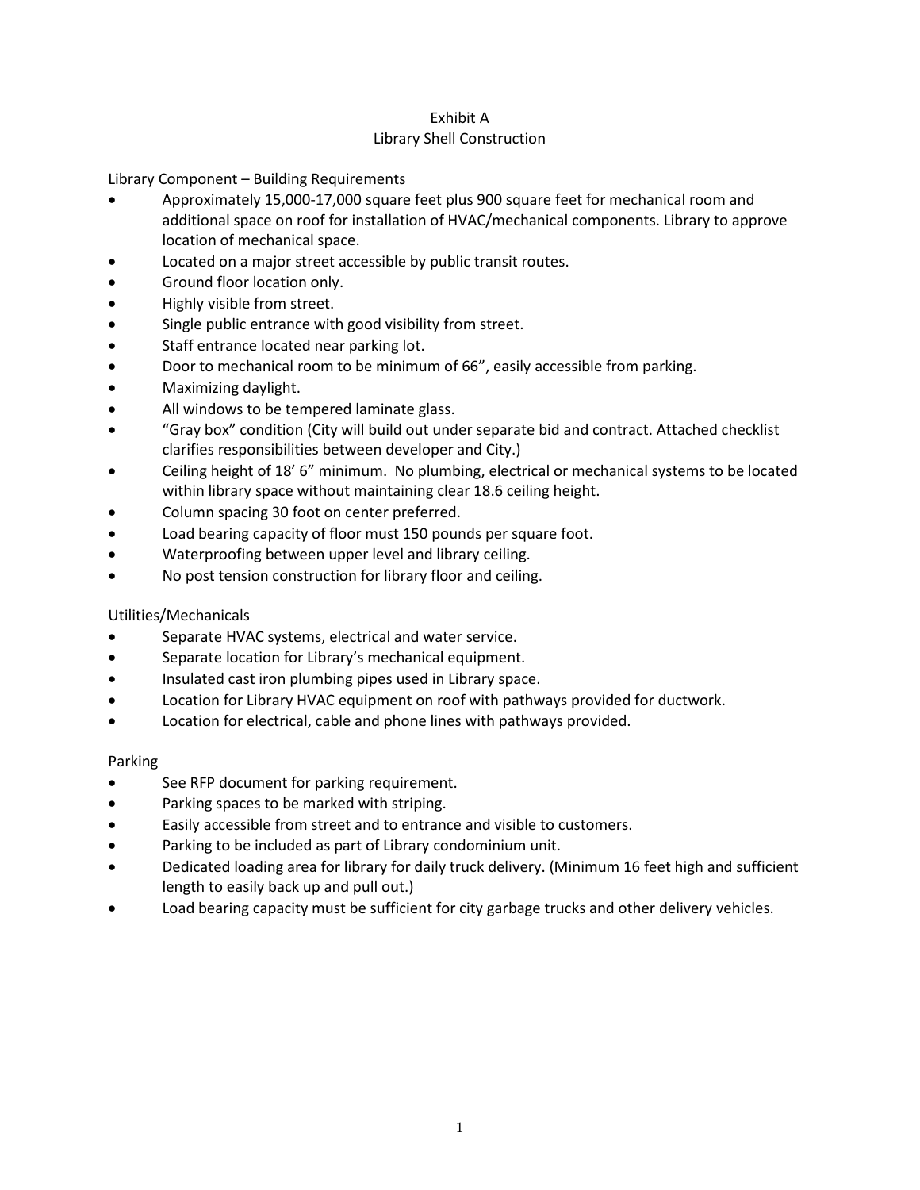# Exhibit A
## Library Shell Construction

Library Component – Building Requirements

- Approximately 15,000-17,000 square feet plus 900 square feet for mechanical room and additional space on roof for installation of HVAC/mechanical components. Library to approve location of mechanical space.
- Located on a major street accessible by public transit routes.
- Ground floor location only.
- Highly visible from street.
- Single public entrance with good visibility from street.
- Staff entrance located near parking lot.
- Door to mechanical room to be minimum of 66", easily accessible from parking.
- Maximizing daylight.
- All windows to be tempered laminate glass.
- "Gray box" condition (City will build out under separate bid and contract. Attached checklist clarifies responsibilities between developer and City.)
- Ceiling height of 18' 6" minimum. No plumbing, electrical or mechanical systems to be located within library space without maintaining clear 18.6 ceiling height.
- Column spacing 30 foot on center preferred.
- Load bearing capacity of floor must 150 pounds per square foot.
- Waterproofing between upper level and library ceiling.
- No post tension construction for library floor and ceiling.

Utilities/Mechanicals

- Separate HVAC systems, electrical and water service.
- Separate location for Library's mechanical equipment.
- Insulated cast iron plumbing pipes used in Library space.
- Location for Library HVAC equipment on roof with pathways provided for ductwork.
- Location for electrical, cable and phone lines with pathways provided.

Parking

- See RFP document for parking requirement.
- Parking spaces to be marked with striping.
- Easily accessible from street and to entrance and visible to customers.
- Parking to be included as part of Library condominium unit.
- Dedicated loading area for library for daily truck delivery. (Minimum 16 feet high and sufficient length to easily back up and pull out.)
- Load bearing capacity must be sufficient for city garbage trucks and other delivery vehicles.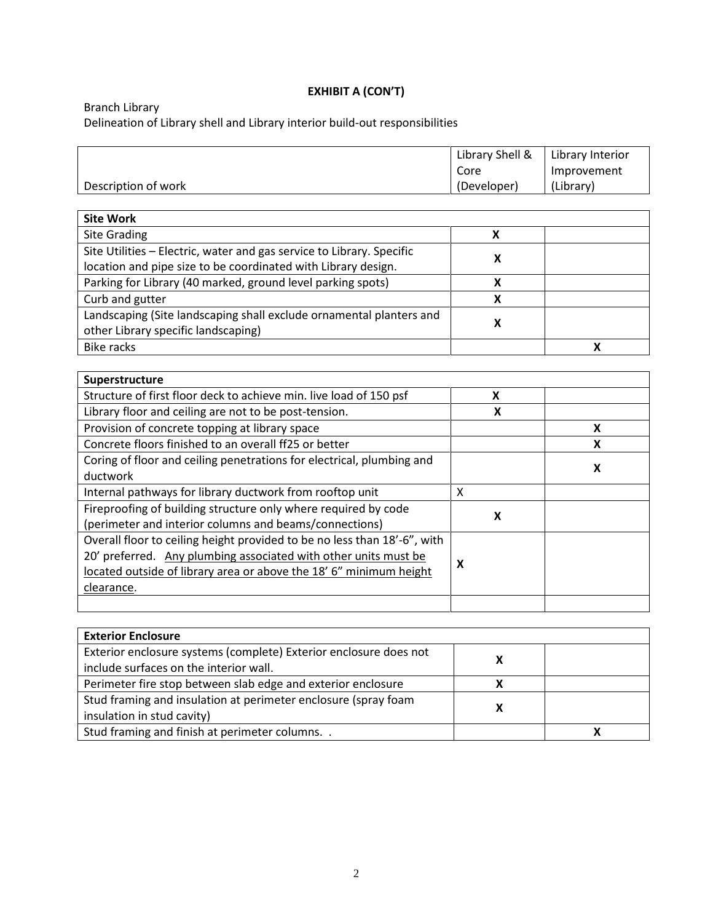**EXHIBIT A (CON'T)**

Branch Library
Delineation of Library shell and Library interior build-out responsibilities

| Description of work | Library Shell & Core (Developer) | Library Interior Improvement (Library) |
|---|---|---|
| **Site Work** | | |
| Site Grading | **X** | |
| Site Utilities – Electric, water and gas service to Library. Specific location and pipe size to be coordinated with Library design. | **X** | |
| Parking for Library (40 marked, ground level parking spots) | **X** | |
| Curb and gutter | **X** | |
| Landscaping (Site landscaping shall exclude ornamental planters and other Library specific landscaping) | **X** | |
| Bike racks | | **X** |
| **Superstructure** | | |
| Structure of first floor deck to achieve min. live load of 150 psf | **X** | |
| Library floor and ceiling are not to be post-tension. | **X** | |
| Provision of concrete topping at library space | | **X** |
| Concrete floors finished to an overall ff25 or better | | **X** |
| Coring of floor and ceiling penetrations for electrical, plumbing and ductwork | | **X** |
| Internal pathways for library ductwork from rooftop unit | X | |
| Fireproofing of building structure only where required by code (perimeter and interior columns and beams/connections) | **X** | |
| Overall floor to ceiling height provided to be no less than 18'-6", with 20' preferred. <u>Any plumbing associated with other units must be located outside of library area or above the 18' 6" minimum height clearance</u>. | **X** | |
| | | |
| **Exterior Enclosure** | | |
| Exterior enclosure systems (complete) Exterior enclosure does not include surfaces on the interior wall. | **X** | |
| Perimeter fire stop between slab edge and exterior enclosure | **X** | |
| Stud framing and insulation at perimeter enclosure (spray foam insulation in stud cavity) | **X** | |
| Stud framing and finish at perimeter columns. . | | **X** |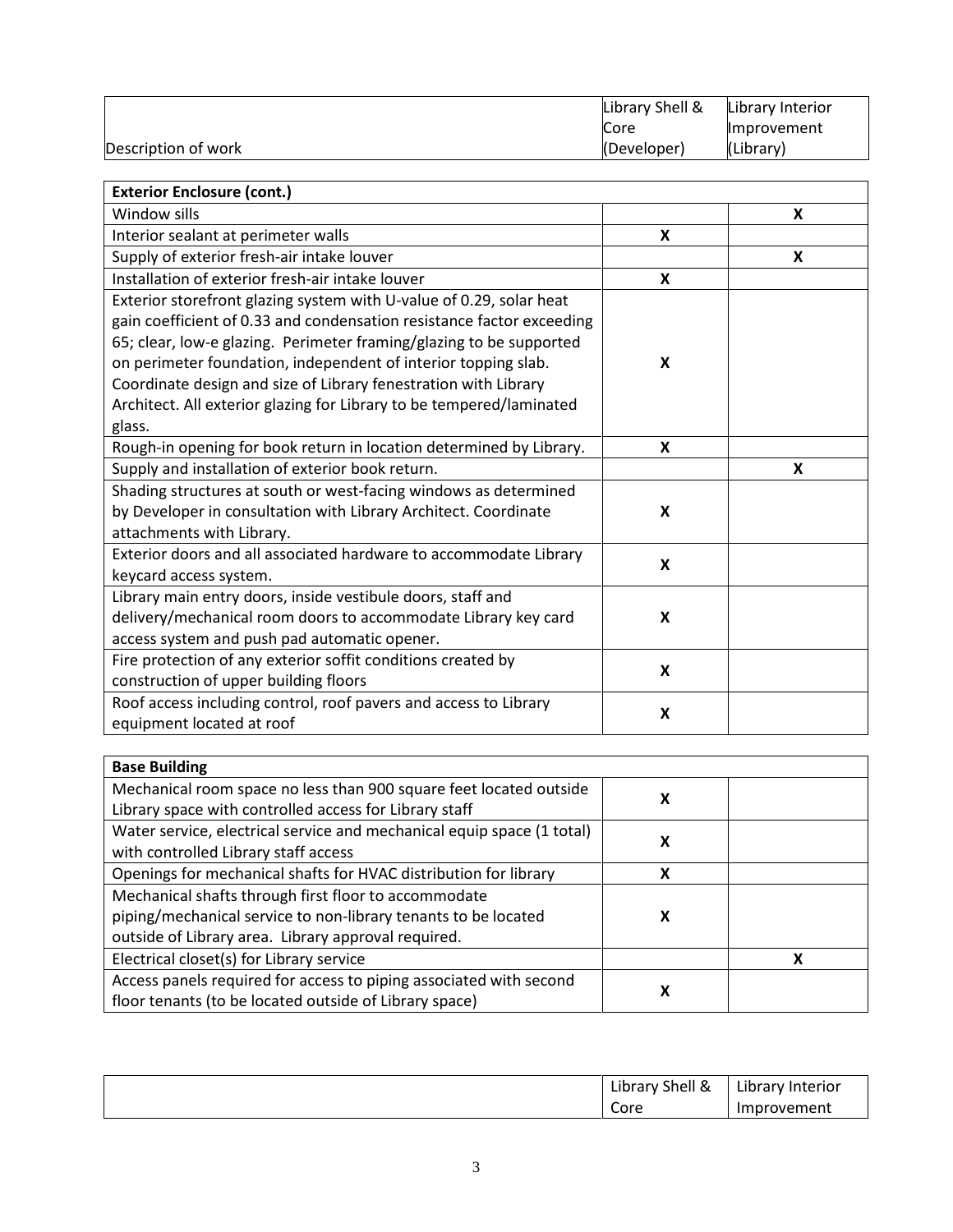| Description of work | Library Shell & Core (Developer) | Library Interior Improvement (Library) |
|---|---|---|
| **Exterior Enclosure (cont.)** | | |
| Window sills | | **X** |
| Interior sealant at perimeter walls | **X** | |
| Supply of exterior fresh-air intake louver | | **X** |
| Installation of exterior fresh-air intake louver | **X** | |
| Exterior storefront glazing system with U-value of 0.29, solar heat gain coefficient of 0.33 and condensation resistance factor exceeding 65; clear, low-e glazing. Perimeter framing/glazing to be supported on perimeter foundation, independent of interior topping slab. Coordinate design and size of Library fenestration with Library Architect. All exterior glazing for Library to be tempered/laminated glass. | **X** | |
| Rough-in opening for book return in location determined by Library. | **X** | |
| Supply and installation of exterior book return. | | **X** |
| Shading structures at south or west-facing windows as determined by Developer in consultation with Library Architect. Coordinate attachments with Library. | **X** | |
| Exterior doors and all associated hardware to accommodate Library keycard access system. | **X** | |
| Library main entry doors, inside vestibule doors, staff and delivery/mechanical room doors to accommodate Library key card access system and push pad automatic opener. | **X** | |
| Fire protection of any exterior soffit conditions created by construction of upper building floors | **X** | |
| Roof access including control, roof pavers and access to Library equipment located at roof | **X** | |
| **Base Building** | | |
| Mechanical room space no less than 900 square feet located outside Library space with controlled access for Library staff | **X** | |
| Water service, electrical service and mechanical equip space (1 total) with controlled Library staff access | **X** | |
| Openings for mechanical shafts for HVAC distribution for library | **X** | |
| Mechanical shafts through first floor to accommodate piping/mechanical service to non-library tenants to be located outside of Library area. Library approval required. | **X** | |
| Electrical closet(s) for Library service | | **X** |
| Access panels required for access to piping associated with second floor tenants (to be located outside of Library space) | **X** | |

| | Library Shell & Core | Library Interior Improvement |
|---|---|---|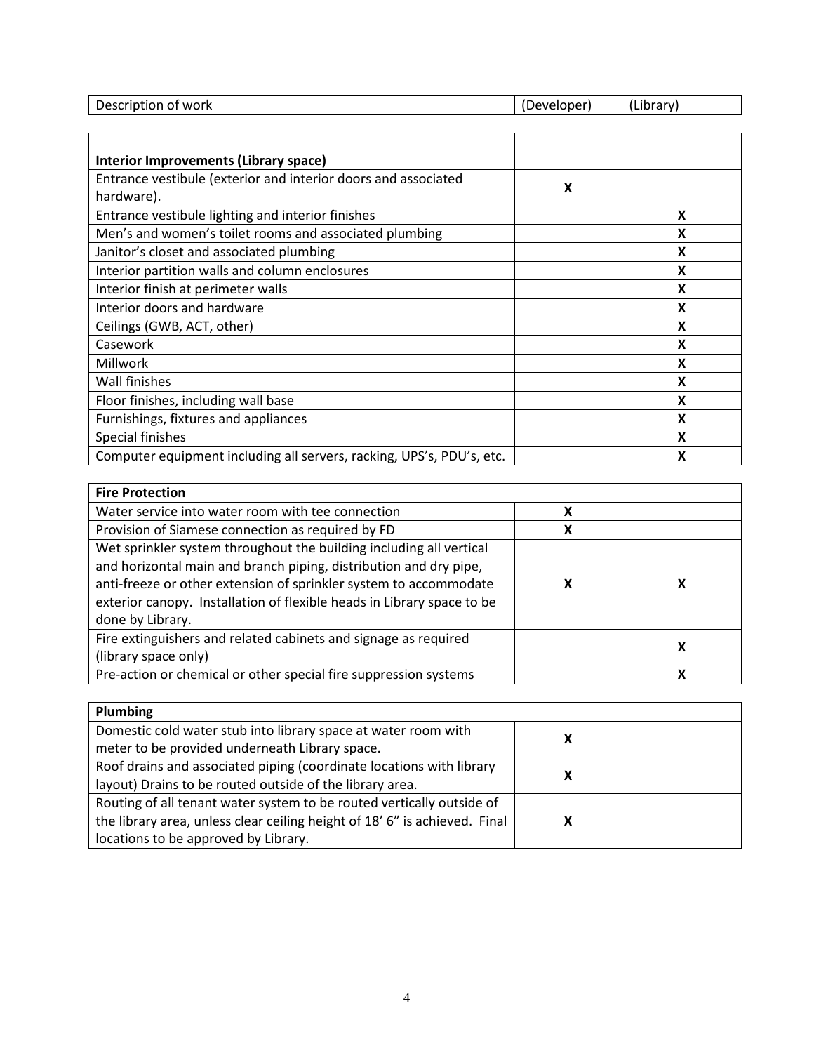| Description of work | (Developer) | (Library) |
|---|---|---|
| **Interior Improvements (Library space)** | | |
| Entrance vestibule (exterior and interior doors and associated hardware). | **X** | |
| Entrance vestibule lighting and interior finishes | | **X** |
| Men's and women's toilet rooms and associated plumbing | | **X** |
| Janitor's closet and associated plumbing | | **X** |
| Interior partition walls and column enclosures | | **X** |
| Interior finish at perimeter walls | | **X** |
| Interior doors and hardware | | **X** |
| Ceilings (GWB, ACT, other) | | **X** |
| Casework | | **X** |
| Millwork | | **X** |
| Wall finishes | | **X** |
| Floor finishes, including wall base | | **X** |
| Furnishings, fixtures and appliances | | **X** |
| Special finishes | | **X** |
| Computer equipment including all servers, racking, UPS's, PDU's, etc. | | **X** |
| **Fire Protection** | | |
| Water service into water room with tee connection | **X** | |
| Provision of Siamese connection as required by FD | **X** | |
| Wet sprinkler system throughout the building including all vertical and horizontal main and branch piping, distribution and dry pipe, anti-freeze or other extension of sprinkler system to accommodate exterior canopy. Installation of flexible heads in Library space to be done by Library. | **X** | **X** |
| Fire extinguishers and related cabinets and signage as required (library space only) | | **X** |
| Pre-action or chemical or other special fire suppression systems | | **X** |
| **Plumbing** | | |
| Domestic cold water stub into library space at water room with meter to be provided underneath Library space. | **X** | |
| Roof drains and associated piping (coordinate locations with library layout) Drains to be routed outside of the library area. | **X** | |
| Routing of all tenant water system to be routed vertically outside of the library area, unless clear ceiling height of 18' 6" is achieved. Final locations to be approved by Library. | **X** | |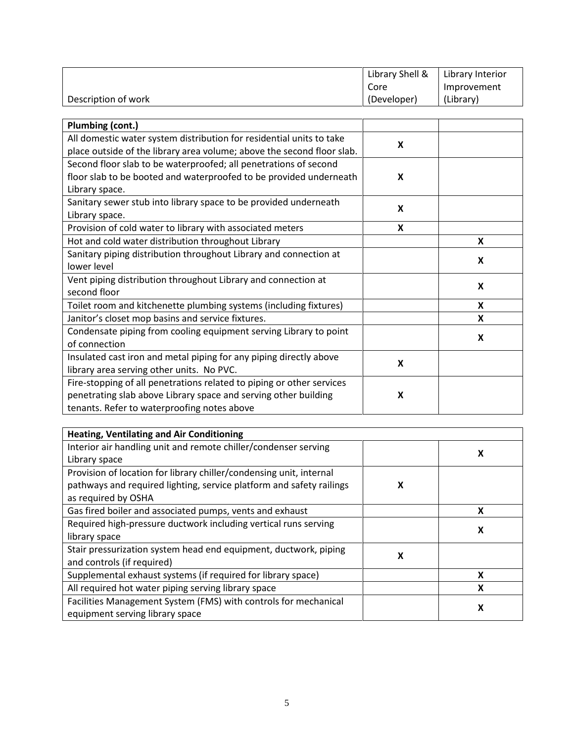| Description of work | Library Shell & Core (Developer) | Library Interior Improvement (Library) |
|---|---|---|
| **Plumbing (cont.)** | | |
| All domestic water system distribution for residential units to take place outside of the library area volume; above the second floor slab. | **X** | |
| Second floor slab to be waterproofed; all penetrations of second floor slab to be booted and waterproofed to be provided underneath Library space. | **X** | |
| Sanitary sewer stub into library space to be provided underneath Library space. | **X** | |
| Provision of cold water to library with associated meters | **X** | |
| Hot and cold water distribution throughout Library | | **X** |
| Sanitary piping distribution throughout Library and connection at lower level | | **X** |
| Vent piping distribution throughout Library and connection at second floor | | **X** |
| Toilet room and kitchenette plumbing systems (including fixtures) | | **X** |
| Janitor's closet mop basins and service fixtures. | | **X** |
| Condensate piping from cooling equipment serving Library to point of connection | | **X** |
| Insulated cast iron and metal piping for any piping directly above library area serving other units. No PVC. | **X** | |
| Fire-stopping of all penetrations related to piping or other services penetrating slab above Library space and serving other building tenants. Refer to waterproofing notes above | **X** | |
| **Heating, Ventilating and Air Conditioning** | | |
| Interior air handling unit and remote chiller/condenser serving Library space | | **X** |
| Provision of location for library chiller/condensing unit, internal pathways and required lighting, service platform and safety railings as required by OSHA | **X** | |
| Gas fired boiler and associated pumps, vents and exhaust | | **X** |
| Required high-pressure ductwork including vertical runs serving library space | | **X** |
| Stair pressurization system head end equipment, ductwork, piping and controls (if required) | **X** | |
| Supplemental exhaust systems (if required for library space) | | **X** |
| All required hot water piping serving library space | | **X** |
| Facilities Management System (FMS) with controls for mechanical equipment serving library space | | **X** |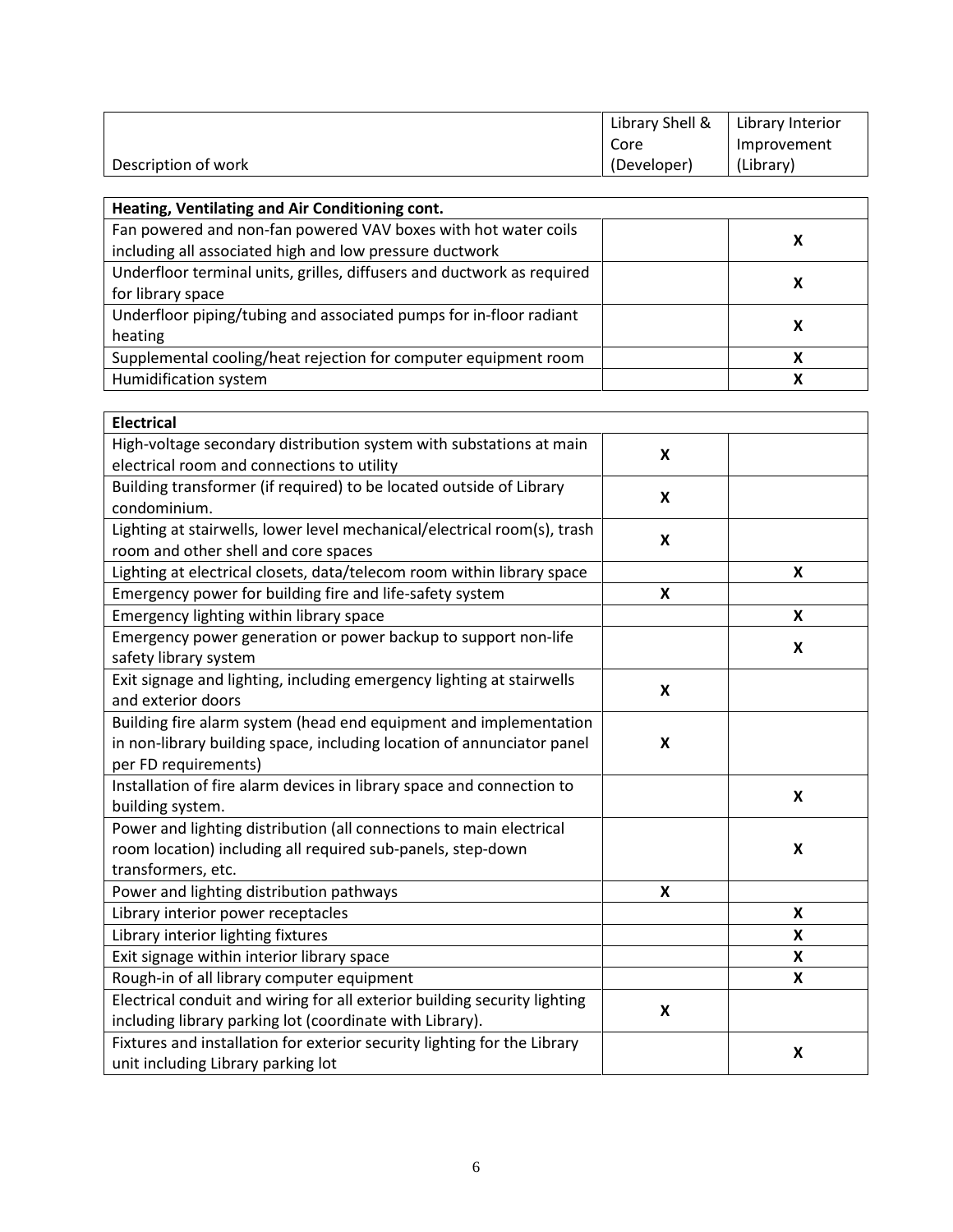| Description of work | Library Shell & Core (Developer) | Library Interior Improvement (Library) |
| --- | --- | --- |
| **Heating, Ventilating and Air Conditioning cont.** | | |
| Fan powered and non-fan powered VAV boxes with hot water coils including all associated high and low pressure ductwork | | X |
| Underfloor terminal units, grilles, diffusers and ductwork as required for library space | | X |
| Underfloor piping/tubing and associated pumps for in-floor radiant heating | | X |
| Supplemental cooling/heat rejection for computer equipment room | | X |
| Humidification system | | X |
| **Electrical** | | |
| High-voltage secondary distribution system with substations at main electrical room and connections to utility | X | |
| Building transformer (if required) to be located outside of Library condominium. | X | |
| Lighting at stairwells, lower level mechanical/electrical room(s), trash room and other shell and core spaces | X | |
| Lighting at electrical closets, data/telecom room within library space | | X |
| Emergency power for building fire and life-safety system | X | |
| Emergency lighting within library space | | X |
| Emergency power generation or power backup to support non-life safety library system | | X |
| Exit signage and lighting, including emergency lighting at stairwells and exterior doors | X | |
| Building fire alarm system (head end equipment and implementation in non-library building space, including location of annunciator panel per FD requirements) | X | |
| Installation of fire alarm devices in library space and connection to building system. | | X |
| Power and lighting distribution (all connections to main electrical room location) including all required sub-panels, step-down transformers, etc. | | X |
| Power and lighting distribution pathways | X | |
| Library interior power receptacles | | X |
| Library interior lighting fixtures | | X |
| Exit signage within interior library space | | X |
| Rough-in of all library computer equipment | | X |
| Electrical conduit and wiring for all exterior building security lighting including library parking lot (coordinate with Library). | X | |
| Fixtures and installation for exterior security lighting for the Library unit including Library parking lot | | X |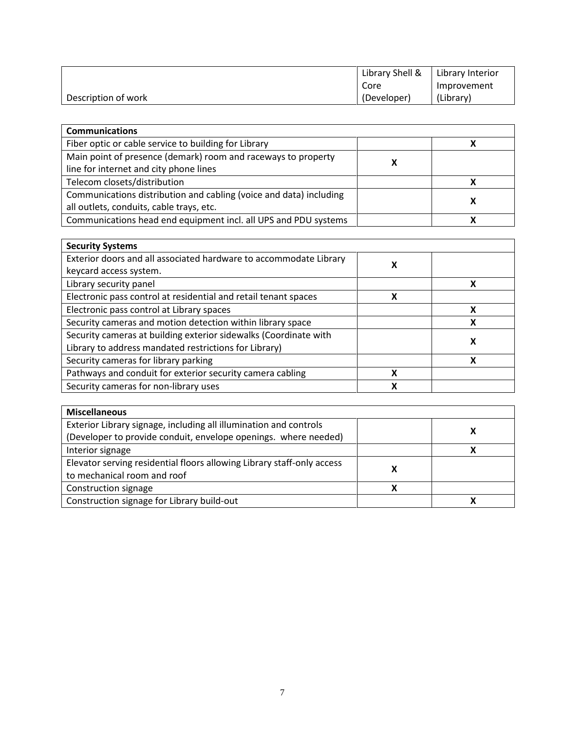| Description of work | Library Shell & Core (Developer) | Library Interior Improvement (Library) |
|---|---|---|
| **Communications** | | |
| Fiber optic or cable service to building for Library | | X |
| Main point of presence (demark) room and raceways to property line for internet and city phone lines | X | |
| Telecom closets/distribution | | X |
| Communications distribution and cabling (voice and data) including all outlets, conduits, cable trays, etc. | | X |
| Communications head end equipment incl. all UPS and PDU systems | | X |
| **Security Systems** | | |
| Exterior doors and all associated hardware to accommodate Library keycard access system. | X | |
| Library security panel | | X |
| Electronic pass control at residential and retail tenant spaces | X | |
| Electronic pass control at Library spaces | | X |
| Security cameras and motion detection within library space | | X |
| Security cameras at building exterior sidewalks (Coordinate with Library to address mandated restrictions for Library) | | X |
| Security cameras for library parking | | X |
| Pathways and conduit for exterior security camera cabling | X | |
| Security cameras for non-library uses | X | |
| **Miscellaneous** | | |
| Exterior Library signage, including all illumination and controls (Developer to provide conduit, envelope openings. where needed) | | X |
| Interior signage | | X |
| Elevator serving residential floors allowing Library staff-only access to mechanical room and roof | X | |
| Construction signage | X | |
| Construction signage for Library build-out | | X |